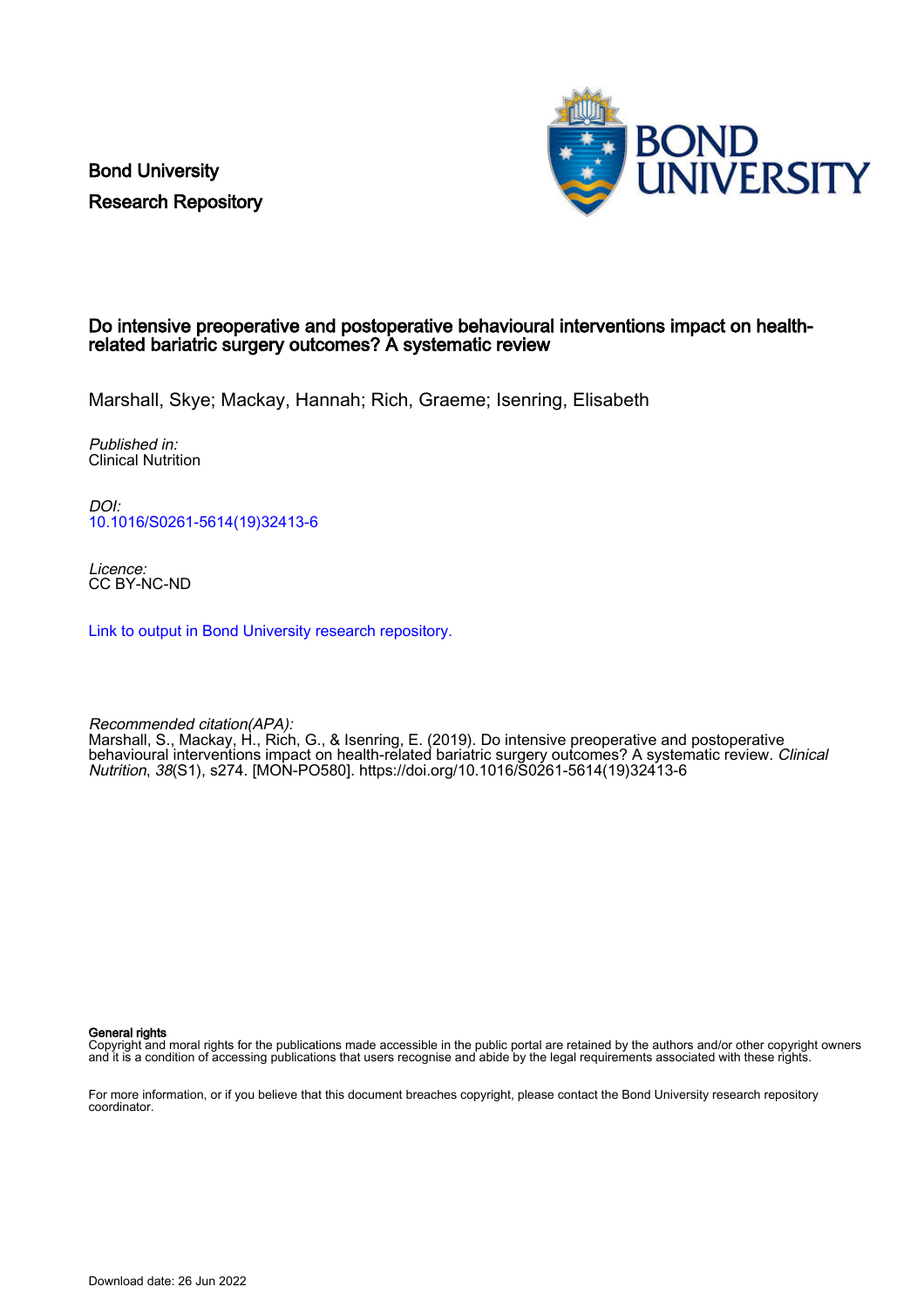Bond University
Research Repository

# Do intensive preoperative and postoperative behavioural interventions impact on health-related bariatric surgery outcomes? A systematic review

Marshall, Skye; Mackay, Hannah; Rich, Graeme; Isenring, Elisabeth

*Published in:*
Clinical Nutrition

*DOI:*
10.1016/S0261-5614(19)32413-6

*Licence:*
CC BY-NC-ND

Link to output in Bond University research repository.

*Recommended citation(APA):*
Marshall, S., Mackay, H., Rich, G., & Isenring, E. (2019). Do intensive preoperative and postoperative behavioural interventions impact on health-related bariatric surgery outcomes? A systematic review. *Clinical Nutrition*, *38*(S1), s274. [MON-PO580]. https://doi.org/10.1016/S0261-5614(19)32413-6

**General rights**
Copyright and moral rights for the publications made accessible in the public portal are retained by the authors and/or other copyright owners and it is a condition of accessing publications that users recognise and abide by the legal requirements associated with these rights.

For more information, or if you believe that this document breaches copyright, please contact the Bond University research repository coordinator.

Download date: 26 Jun 2022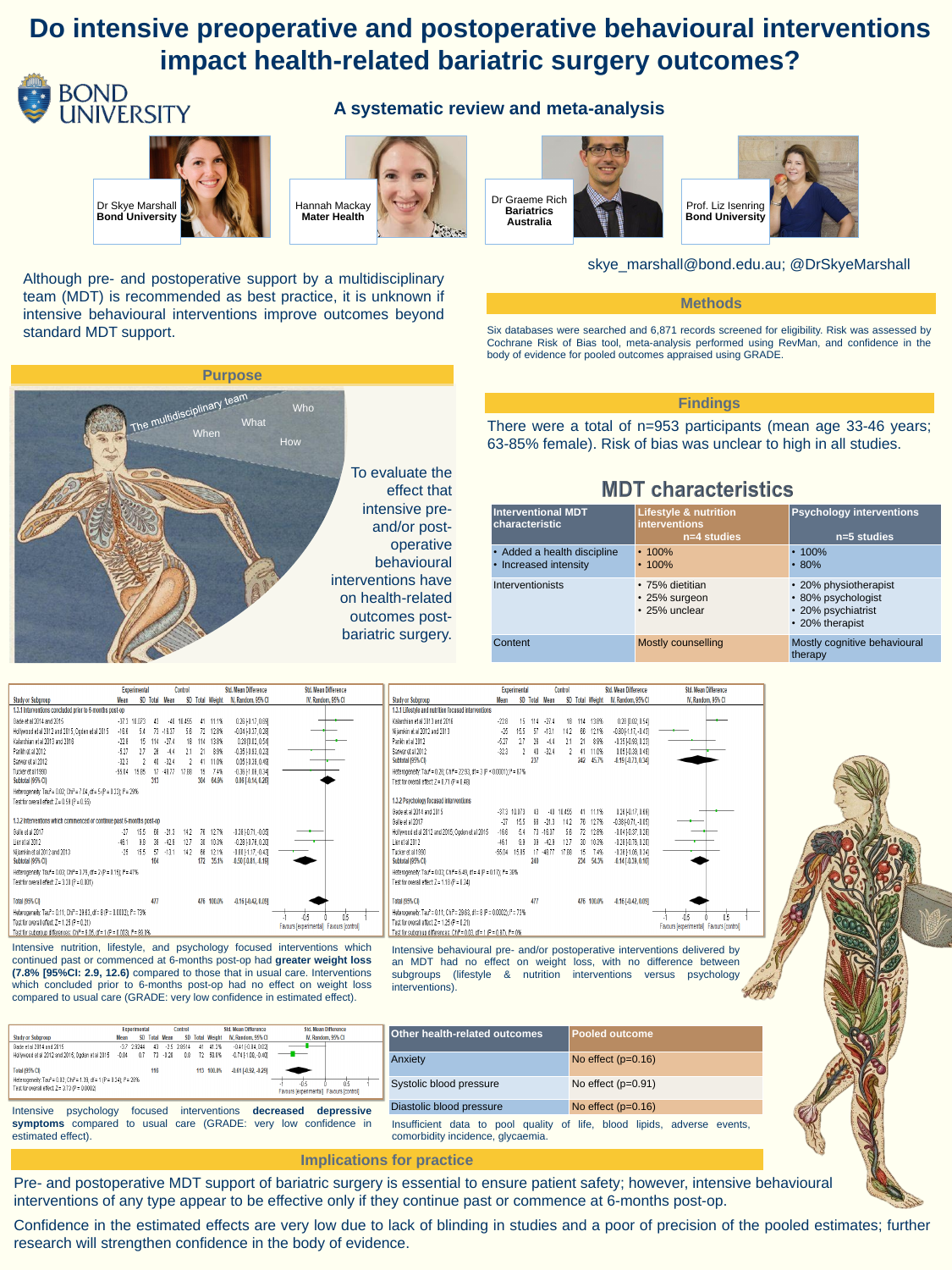# Do intensive preoperative and postoperative behavioural interventions impact health-related bariatric surgery outcomes?

BOND UNIVERSITY

## A systematic review and meta-analysis

Dr Skye Marshall **Bond University**

Hannah Mackay **Mater Health**

Dr Graeme Rich **Bariatrics Australia**

Prof. Liz Isenring **Bond University**

skye_marshall@bond.edu.au; @DrSkyeMarshall

Although pre- and postoperative support by a multidisciplinary team (MDT) is recommended as best practice, it is unknown if intensive behavioural interventions improve outcomes beyond standard MDT support.

## Purpose

The multidisciplinary team

When

What

Who

How

To evaluate the effect that intensive pre- and/or post-operative behavioural interventions have on health-related outcomes post-bariatric surgery.

## Methods

Six databases were searched and 6,871 records screened for eligibility. Risk was assessed by Cochrane Risk of Bias tool, meta-analysis performed using RevMan, and confidence in the body of evidence for pooled outcomes appraised using GRADE.

## Findings

There were a total of n=953 participants (mean age 33-46 years; 63-85% female). Risk of bias was unclear to high in all studies.

## MDT characteristics

| Interventional MDT characteristic | Lifestyle & nutrition interventions n=4 studies | Psychology interventions n=5 studies |
|---|---|---|
| • Added a health discipline<br>• Increased intensity | • 100%<br>• 100% | • 100%<br>• 80% |
| Interventionists | • 75% dietitian<br>• 25% surgeon<br>• 25% unclear | • 20% physiotherapist<br>• 80% psychologist<br>• 20% psychiatrist<br>• 20% therapist |
| Content | Mostly counselling | Mostly cognitive behavioural therapy |

Intensive nutrition, lifestyle, and psychology focused interventions which continued past or commenced at 6-months post-op had **greater weight loss (7.8% [95%CI: 2.9, 12.6)** compared to those that in usual care. Interventions which concluded prior to 6-months post-op had no effect on weight loss compared to usual care (GRADE: very low confidence in estimated effect).

Intensive behavioural pre- and/or postoperative interventions delivered by an MDT had no effect on weight loss, with no difference between subgroups (lifestyle & nutrition interventions versus psychology interventions).

Intensive psychology focused interventions **decreased depressive symptoms** compared to usual care (GRADE: very low confidence in estimated effect).

| Other health-related outcomes | Pooled outcome |
|---|---|
| Anxiety | No effect (p=0.16) |
| Systolic blood pressure | No effect (p=0.91) |
| Diastolic blood pressure | No effect (p=0.16) |

Insufficient data to pool quality of life, blood lipids, adverse events, comorbidity incidence, glycaemia.

## Implications for practice

Pre- and postoperative MDT support of bariatric surgery is essential to ensure patient safety; however, intensive behavioural interventions of any type appear to be effective only if they continue past or commence at 6-months post-op.

Confidence in the estimated effects are very low due to lack of blinding in studies and a poor of precision of the pooled estimates; further research will strengthen confidence in the body of evidence.